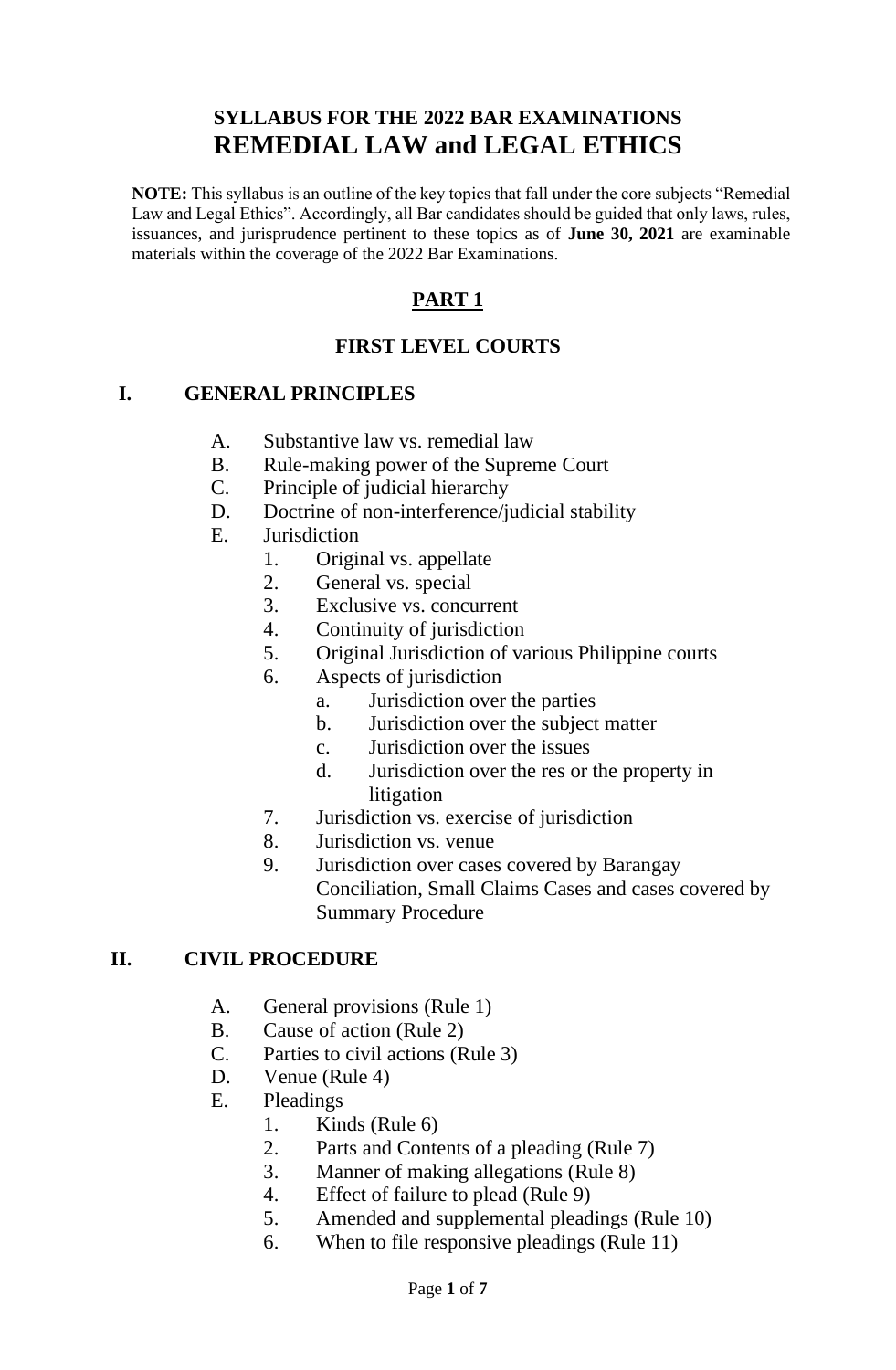# SYLLABUS FOR THE 2022 BAR EXAMINATIONS
# REMEDIAL LAW and LEGAL ETHICS

**NOTE:** This syllabus is an outline of the key topics that fall under the core subjects "Remedial Law and Legal Ethics". Accordingly, all Bar candidates should be guided that only laws, rules, issuances, and jurisprudence pertinent to these topics as of **June 30, 2021** are examinable materials within the coverage of the 2022 Bar Examinations.

## PART 1

### FIRST LEVEL COURTS

### I. GENERAL PRINCIPLES

- A. Substantive law vs. remedial law
- B. Rule-making power of the Supreme Court
- C. Principle of judicial hierarchy
- D. Doctrine of non-interference/judicial stability
- E. Jurisdiction
  1. Original vs. appellate
  2. General vs. special
  3. Exclusive vs. concurrent
  4. Continuity of jurisdiction
  5. Original Jurisdiction of various Philippine courts
  6. Aspects of jurisdiction
     - a. Jurisdiction over the parties
     - b. Jurisdiction over the subject matter
     - c. Jurisdiction over the issues
     - d. Jurisdiction over the res or the property in litigation
  7. Jurisdiction vs. exercise of jurisdiction
  8. Jurisdiction vs. venue
  9. Jurisdiction over cases covered by Barangay Conciliation, Small Claims Cases and cases covered by Summary Procedure

### II. CIVIL PROCEDURE

- A. General provisions (Rule 1)
- B. Cause of action (Rule 2)
- C. Parties to civil actions (Rule 3)
- D. Venue (Rule 4)
- E. Pleadings
  1. Kinds (Rule 6)
  2. Parts and Contents of a pleading (Rule 7)
  3. Manner of making allegations (Rule 8)
  4. Effect of failure to plead (Rule 9)
  5. Amended and supplemental pleadings (Rule 10)
  6. When to file responsive pleadings (Rule 11)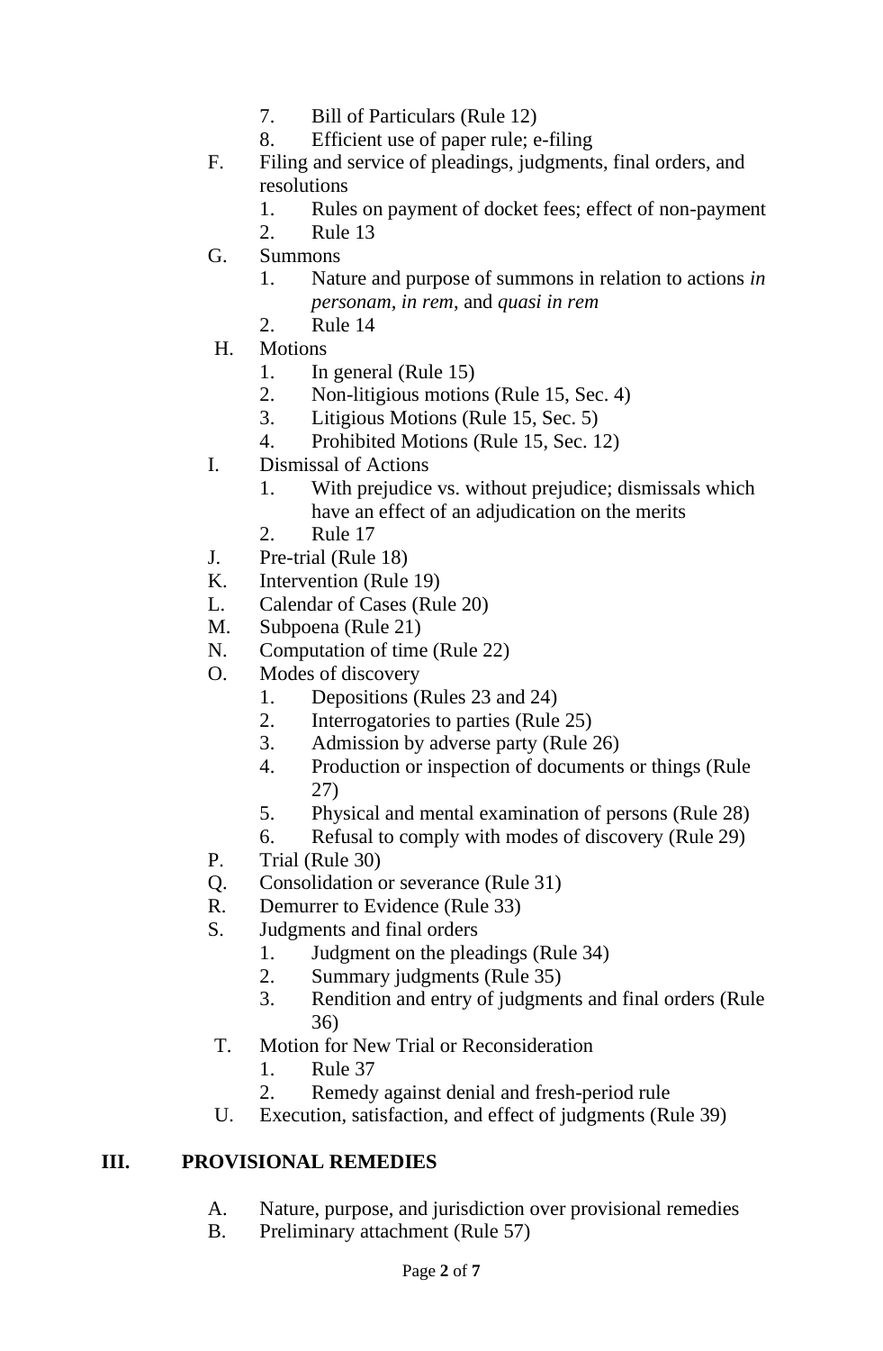7. Bill of Particulars (Rule 12)
8. Efficient use of paper rule; e-filing

F. Filing and service of pleadings, judgments, final orders, and resolutions
   1. Rules on payment of docket fees; effect of non-payment
   2. Rule 13

G. Summons
   1. Nature and purpose of summons in relation to actions *in personam*, *in rem*, and *quasi in rem*
   2. Rule 14

H. Motions
   1. In general (Rule 15)
   2. Non-litigious motions (Rule 15, Sec. 4)
   3. Litigious Motions (Rule 15, Sec. 5)
   4. Prohibited Motions (Rule 15, Sec. 12)

I. Dismissal of Actions
   1. With prejudice vs. without prejudice; dismissals which have an effect of an adjudication on the merits
   2. Rule 17

J. Pre-trial (Rule 18)

K. Intervention (Rule 19)

L. Calendar of Cases (Rule 20)

M. Subpoena (Rule 21)

N. Computation of time (Rule 22)

O. Modes of discovery
   1. Depositions (Rules 23 and 24)
   2. Interrogatories to parties (Rule 25)
   3. Admission by adverse party (Rule 26)
   4. Production or inspection of documents or things (Rule 27)
   5. Physical and mental examination of persons (Rule 28)
   6. Refusal to comply with modes of discovery (Rule 29)

P. Trial (Rule 30)

Q. Consolidation or severance (Rule 31)

R. Demurrer to Evidence (Rule 33)

S. Judgments and final orders
   1. Judgment on the pleadings (Rule 34)
   2. Summary judgments (Rule 35)
   3. Rendition and entry of judgments and final orders (Rule 36)

T. Motion for New Trial or Reconsideration
   1. Rule 37
   2. Remedy against denial and fresh-period rule

U. Execution, satisfaction, and effect of judgments (Rule 39)

## III. PROVISIONAL REMEDIES

A. Nature, purpose, and jurisdiction over provisional remedies

B. Preliminary attachment (Rule 57)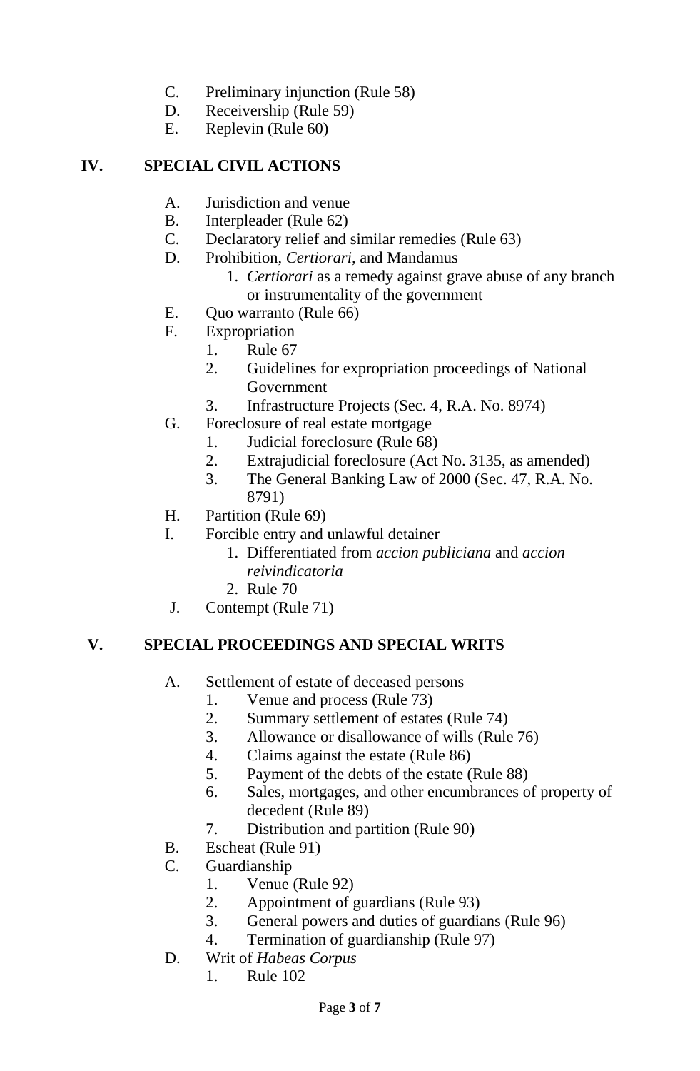C. Preliminary injunction (Rule 58)
D. Receivership (Rule 59)
E. Replevin (Rule 60)

## IV. SPECIAL CIVIL ACTIONS

A. Jurisdiction and venue
B. Interpleader (Rule 62)
C. Declaratory relief and similar remedies (Rule 63)
D. Prohibition, *Certiorari*, and Mandamus
   1. *Certiorari* as a remedy against grave abuse of any branch or instrumentality of the government
E. Quo warranto (Rule 66)
F. Expropriation
   1. Rule 67
   2. Guidelines for expropriation proceedings of National Government
   3. Infrastructure Projects (Sec. 4, R.A. No. 8974)
G. Foreclosure of real estate mortgage
   1. Judicial foreclosure (Rule 68)
   2. Extrajudicial foreclosure (Act No. 3135, as amended)
   3. The General Banking Law of 2000 (Sec. 47, R.A. No. 8791)
H. Partition (Rule 69)
I. Forcible entry and unlawful detainer
   1. Differentiated from *accion publiciana* and *accion reivindicatoria*
   2. Rule 70
J. Contempt (Rule 71)

## V. SPECIAL PROCEEDINGS AND SPECIAL WRITS

A. Settlement of estate of deceased persons
   1. Venue and process (Rule 73)
   2. Summary settlement of estates (Rule 74)
   3. Allowance or disallowance of wills (Rule 76)
   4. Claims against the estate (Rule 86)
   5. Payment of the debts of the estate (Rule 88)
   6. Sales, mortgages, and other encumbrances of property of decedent (Rule 89)
   7. Distribution and partition (Rule 90)
B. Escheat (Rule 91)
C. Guardianship
   1. Venue (Rule 92)
   2. Appointment of guardians (Rule 93)
   3. General powers and duties of guardians (Rule 96)
   4. Termination of guardianship (Rule 97)
D. Writ of *Habeas Corpus*
   1. Rule 102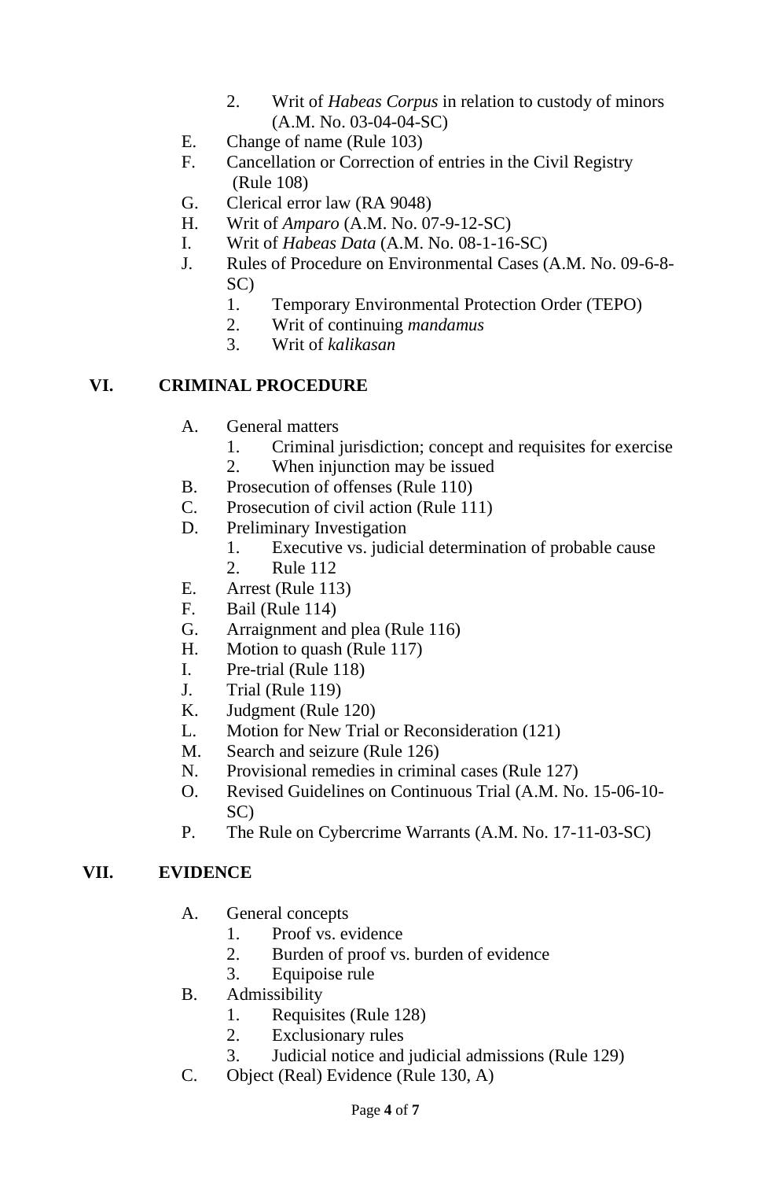2. Writ of *Habeas Corpus* in relation to custody of minors (A.M. No. 03-04-04-SC)

E. Change of name (Rule 103)
F. Cancellation or Correction of entries in the Civil Registry (Rule 108)
G. Clerical error law (RA 9048)
H. Writ of *Amparo* (A.M. No. 07-9-12-SC)
I. Writ of *Habeas Data* (A.M. No. 08-1-16-SC)
J. Rules of Procedure on Environmental Cases (A.M. No. 09-6-8-SC)
   1. Temporary Environmental Protection Order (TEPO)
   2. Writ of continuing *mandamus*
   3. Writ of *kalikasan*

## VI. CRIMINAL PROCEDURE

A. General matters
   1. Criminal jurisdiction; concept and requisites for exercise
   2. When injunction may be issued
B. Prosecution of offenses (Rule 110)
C. Prosecution of civil action (Rule 111)
D. Preliminary Investigation
   1. Executive vs. judicial determination of probable cause
   2. Rule 112
E. Arrest (Rule 113)
F. Bail (Rule 114)
G. Arraignment and plea (Rule 116)
H. Motion to quash (Rule 117)
I. Pre-trial (Rule 118)
J. Trial (Rule 119)
K. Judgment (Rule 120)
L. Motion for New Trial or Reconsideration (121)
M. Search and seizure (Rule 126)
N. Provisional remedies in criminal cases (Rule 127)
O. Revised Guidelines on Continuous Trial (A.M. No. 15-06-10-SC)
P. The Rule on Cybercrime Warrants (A.M. No. 17-11-03-SC)

## VII. EVIDENCE

A. General concepts
   1. Proof vs. evidence
   2. Burden of proof vs. burden of evidence
   3. Equipoise rule
B. Admissibility
   1. Requisites (Rule 128)
   2. Exclusionary rules
   3. Judicial notice and judicial admissions (Rule 129)
C. Object (Real) Evidence (Rule 130, A)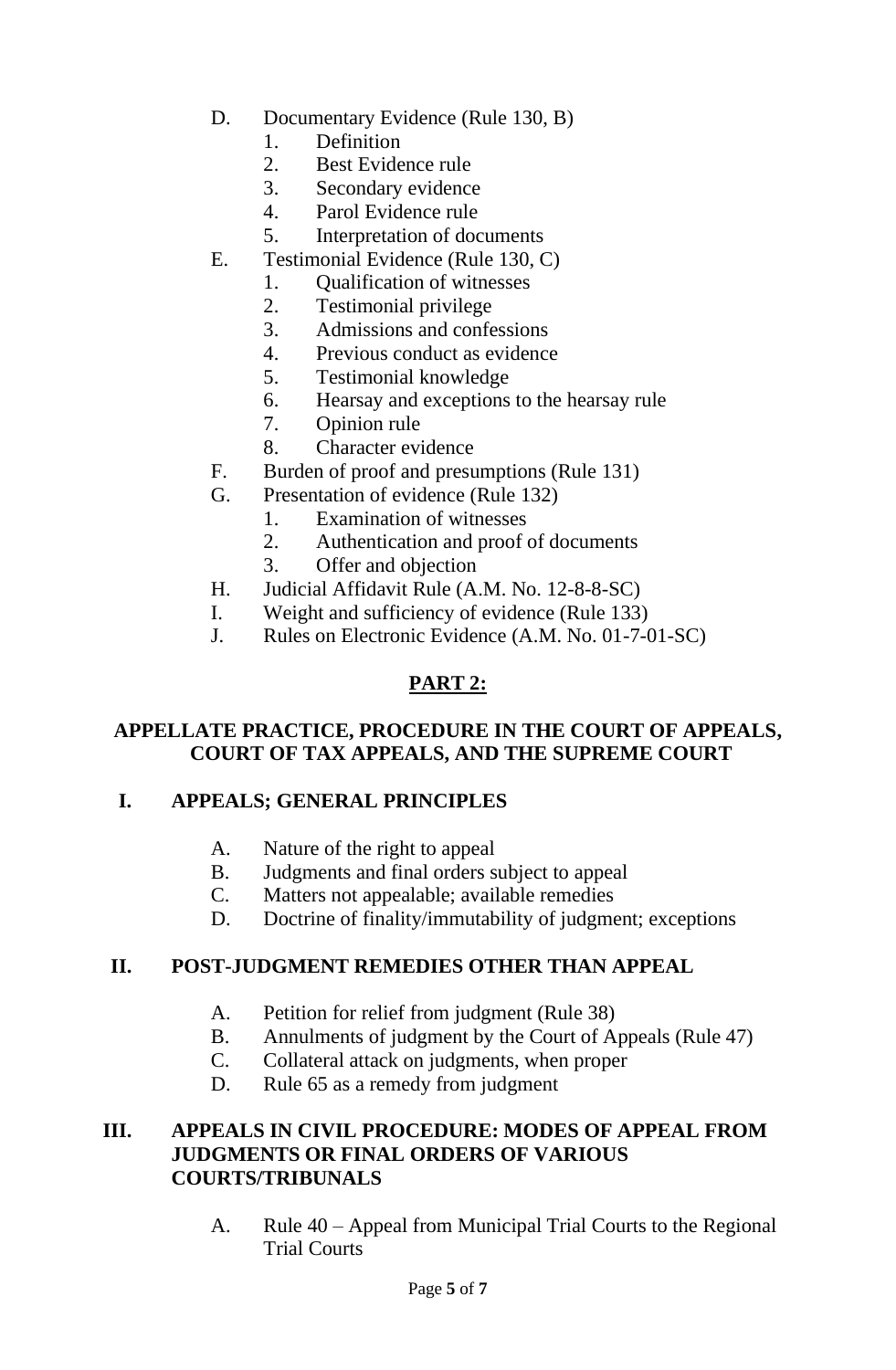- D. Documentary Evidence (Rule 130, B)
    1. Definition
    2. Best Evidence rule
    3. Secondary evidence
    4. Parol Evidence rule
    5. Interpretation of documents
- E. Testimonial Evidence (Rule 130, C)
    1. Qualification of witnesses
    2. Testimonial privilege
    3. Admissions and confessions
    4. Previous conduct as evidence
    5. Testimonial knowledge
    6. Hearsay and exceptions to the hearsay rule
    7. Opinion rule
    8. Character evidence
- F. Burden of proof and presumptions (Rule 131)
- G. Presentation of evidence (Rule 132)
    1. Examination of witnesses
    2. Authentication and proof of documents
    3. Offer and objection
- H. Judicial Affidavit Rule (A.M. No. 12-8-8-SC)
- I. Weight and sufficiency of evidence (Rule 133)
- J. Rules on Electronic Evidence (A.M. No. 01-7-01-SC)

# PART 2:

## APPELLATE PRACTICE, PROCEDURE IN THE COURT OF APPEALS, COURT OF TAX APPEALS, AND THE SUPREME COURT

### I. APPEALS; GENERAL PRINCIPLES

- A. Nature of the right to appeal
- B. Judgments and final orders subject to appeal
- C. Matters not appealable; available remedies
- D. Doctrine of finality/immutability of judgment; exceptions

### II. POST-JUDGMENT REMEDIES OTHER THAN APPEAL

- A. Petition for relief from judgment (Rule 38)
- B. Annulments of judgment by the Court of Appeals (Rule 47)
- C. Collateral attack on judgments, when proper
- D. Rule 65 as a remedy from judgment

### III. APPEALS IN CIVIL PROCEDURE: MODES OF APPEAL FROM JUDGMENTS OR FINAL ORDERS OF VARIOUS COURTS/TRIBUNALS

- A. Rule 40 – Appeal from Municipal Trial Courts to the Regional Trial Courts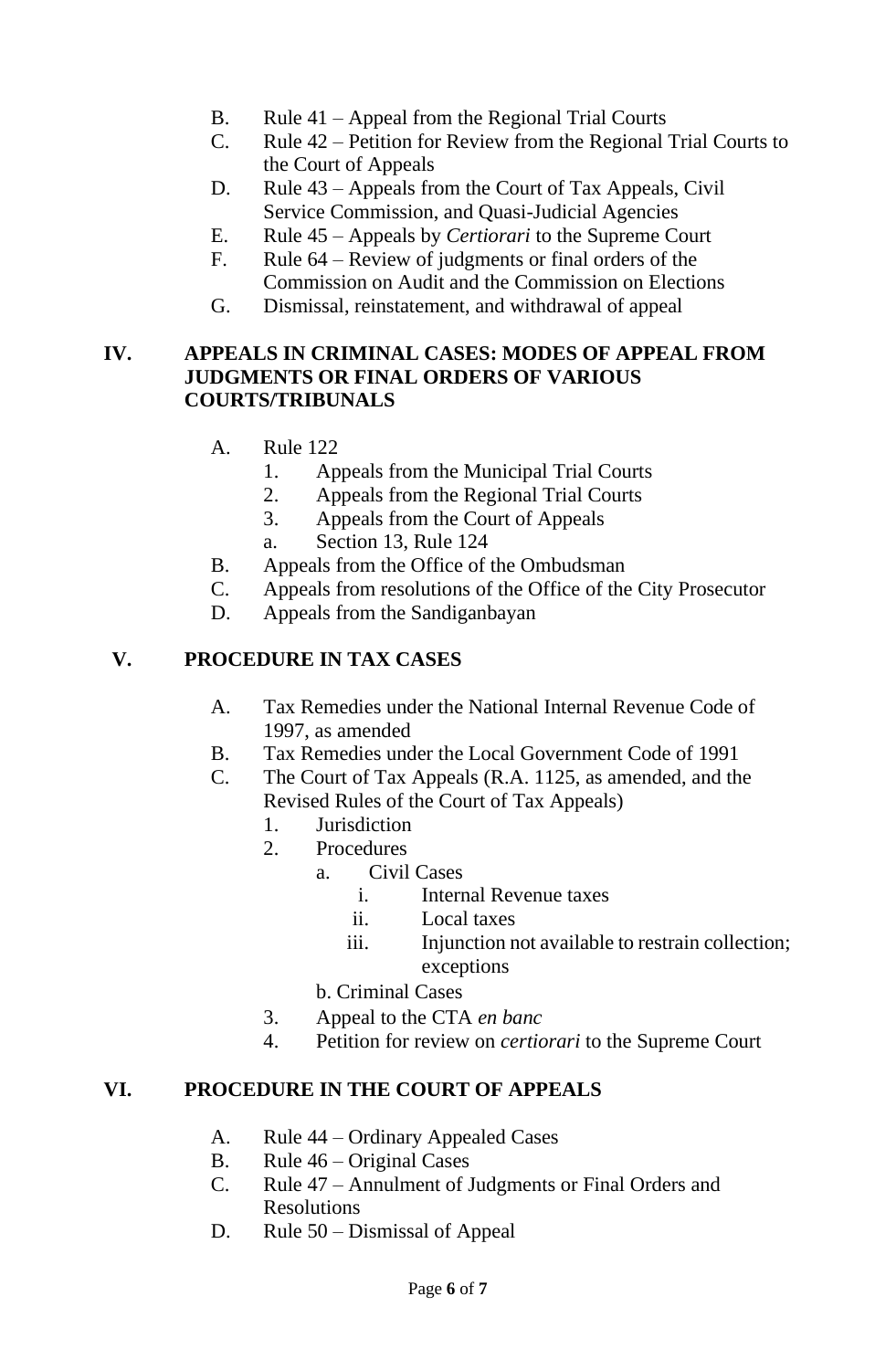B. Rule 41 – Appeal from the Regional Trial Courts
C. Rule 42 – Petition for Review from the Regional Trial Courts to the Court of Appeals
D. Rule 43 – Appeals from the Court of Tax Appeals, Civil Service Commission, and Quasi-Judicial Agencies
E. Rule 45 – Appeals by *Certiorari* to the Supreme Court
F. Rule 64 – Review of judgments or final orders of the Commission on Audit and the Commission on Elections
G. Dismissal, reinstatement, and withdrawal of appeal

## IV. APPEALS IN CRIMINAL CASES: MODES OF APPEAL FROM JUDGMENTS OR FINAL ORDERS OF VARIOUS COURTS/TRIBUNALS

A. Rule 122
   1. Appeals from the Municipal Trial Courts
   2. Appeals from the Regional Trial Courts
   3. Appeals from the Court of Appeals
   a. Section 13, Rule 124
B. Appeals from the Office of the Ombudsman
C. Appeals from resolutions of the Office of the City Prosecutor
D. Appeals from the Sandiganbayan

## V. PROCEDURE IN TAX CASES

A. Tax Remedies under the National Internal Revenue Code of 1997, as amended
B. Tax Remedies under the Local Government Code of 1991
C. The Court of Tax Appeals (R.A. 1125, as amended, and the Revised Rules of the Court of Tax Appeals)
   1. Jurisdiction
   2. Procedures
      a. Civil Cases
         i. Internal Revenue taxes
         ii. Local taxes
         iii. Injunction not available to restrain collection; exceptions
      b. Criminal Cases
   3. Appeal to the CTA *en banc*
   4. Petition for review on *certiorari* to the Supreme Court

## VI. PROCEDURE IN THE COURT OF APPEALS

A. Rule 44 – Ordinary Appealed Cases
B. Rule 46 – Original Cases
C. Rule 47 – Annulment of Judgments or Final Orders and Resolutions
D. Rule 50 – Dismissal of Appeal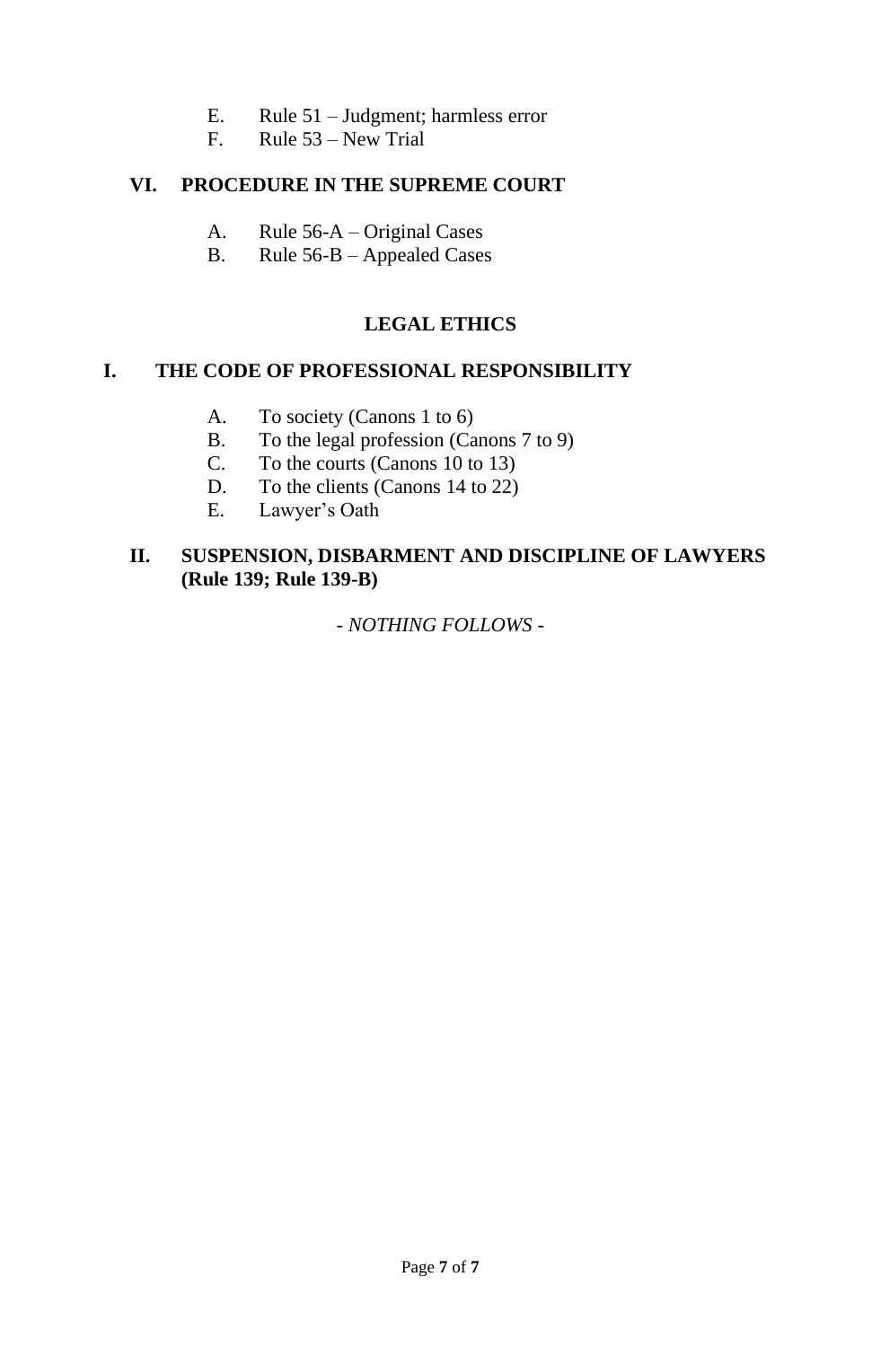E. Rule 51 – Judgment; harmless error
F. Rule 53 – New Trial

## VI. PROCEDURE IN THE SUPREME COURT

A. Rule 56-A – Original Cases
B. Rule 56-B – Appealed Cases

# LEGAL ETHICS

## I. THE CODE OF PROFESSIONAL RESPONSIBILITY

A. To society (Canons 1 to 6)
B. To the legal profession (Canons 7 to 9)
C. To the courts (Canons 10 to 13)
D. To the clients (Canons 14 to 22)
E. Lawyer's Oath

## II. SUSPENSION, DISBARMENT AND DISCIPLINE OF LAWYERS (Rule 139; Rule 139-B)

*- NOTHING FOLLOWS -*